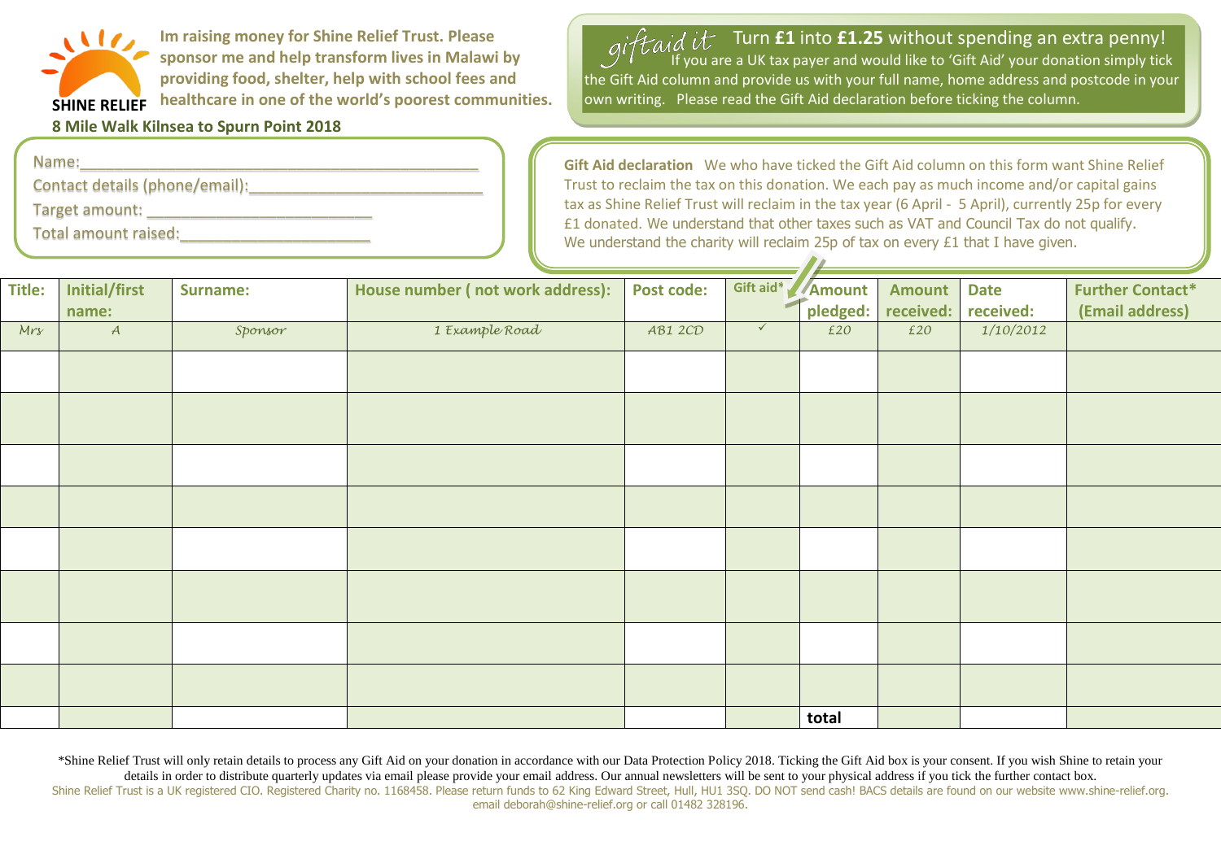SHINE RELIEF

**Im raising money for Shine Relief Trust. Please sponsor me and help transform lives in Malawi by providing food, shelter, help with school fees and healthcare in one of the world's poorest communities.**

**8 Mile Walk Kilnsea to Spurn Point 2018**

*giftaid it* Turn **£1** into **£1.25** without spending an extra penny! If you are a UK tax payer and would like to 'Gift Aid' your donation simply tick the Gift Aid column and provide us with your full name, home address and postcode in your own writing. Please read the Gift Aid declaration before ticking the column.

Name:\_\_\_\_\_\_\_\_\_\_\_\_\_\_\_\_\_\_\_\_\_\_\_\_\_\_\_\_\_\_\_\_\_\_\_\_\_\_\_\_\_\_

Contact details (phone/email):\_\_\_\_\_\_\_\_\_\_\_\_\_\_\_\_\_\_\_\_\_\_\_\_\_

Target amount: \_\_\_\_\_\_\_\_\_\_\_\_\_\_\_\_\_\_\_\_\_\_\_

Total amount raised:\_\_\_\_\_\_\_\_\_\_\_\_\_\_\_\_\_\_\_\_\_

**Gift Aid declaration** We who have ticked the Gift Aid column on this form want Shine Relief Trust to reclaim the tax on this donation. We each pay as much income and/or capital gains tax as Shine Relief Trust will reclaim in the tax year (6 April - 5 April), currently 25p for every £1 donated. We understand that other taxes such as VAT and Council Tax do not qualify. We understand the charity will reclaim 25p of tax on every £1 that I have given.

| Title: | Initial/first name: | Surname: | House number ( not work address): | Post code: | Gift aid* | Amount pledged: | Amount received: | Date received: | Further Contact* (Email address) |
|---|---|---|---|---|---|---|---|---|---|
| Mrs | A | Sponsor | 1 Example Road | AB1 2CD | ✓ | £20 | £20 | 1/10/2012 | |
| | | | | | | | | | |
| | | | | | | | | | |
| | | | | | | | | | |
| | | | | | | | | | |
| | | | | | | | | | |
| | | | | | | | | | |
| | | | | | | | | | |
| | | | | | | | | | |
| | | | | | | total | | | |

\*Shine Relief Trust will only retain details to process any Gift Aid on your donation in accordance with our Data Protection Policy 2018. Ticking the Gift Aid box is your consent. If you wish Shine to retain your details in order to distribute quarterly updates via email please provide your email address. Our annual newsletters will be sent to your physical address if you tick the further contact box.

Shine Relief Trust is a UK registered CIO. Registered Charity no. 1168458. Please return funds to 62 King Edward Street, Hull, HU1 3SQ. DO NOT send cash! BACS details are found on our website www.shine-relief.org. email deborah@shine-relief.org or call 01482 328196.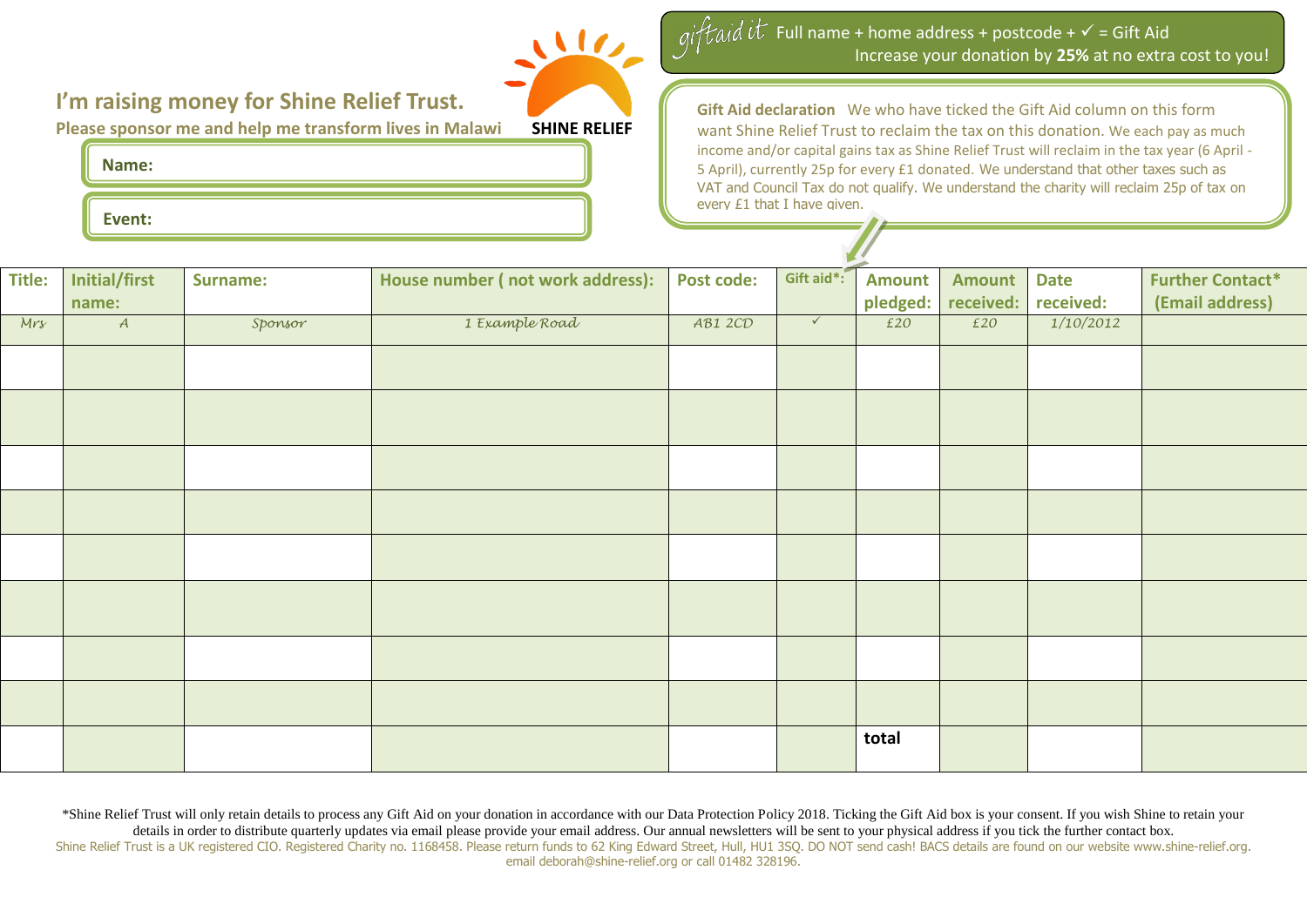giftaid it Full name + home address + postcode + ✓ = Gift Aid
Increase your donation by **25%** at no extra cost to you!

## I'm raising money for Shine Relief Trust.

**Please sponsor me and help me transform lives in Malawi**

SHINE RELIEF

**Name:**

**Event:**

**Gift Aid declaration** We who have ticked the Gift Aid column on this form want Shine Relief Trust to reclaim the tax on this donation. We each pay as much income and/or capital gains tax as Shine Relief Trust will reclaim in the tax year (6 April - 5 April), currently 25p for every £1 donated. We understand that other taxes such as VAT and Council Tax do not qualify. We understand the charity will reclaim 25p of tax on every £1 that I have given.

| Title: | Initial/first name: | Surname: | House number ( not work address): | Post code: | Gift aid*: | Amount pledged: | Amount received: | Date received: | Further Contact* (Email address) |
|---|---|---|---|---|---|---|---|---|---|
| Mrs | A | Sponsor | 1 Example Road | AB1 2CD | ✓ | £20 | £20 | 1/10/2012 | |
| | | | | | | | | | |
| | | | | | | | | | |
| | | | | | | | | | |
| | | | | | | | | | |
| | | | | | | | | | |
| | | | | | | | | | |
| | | | | | | | | | |
| | | | | | | | | | |
| | | | | | | **total** | | | |

*Shine Relief Trust will only retain details to process any Gift Aid on your donation in accordance with our Data Protection Policy 2018. Ticking the Gift Aid box is your consent. If you wish Shine to retain your details in order to distribute quarterly updates via email please provide your email address. Our annual newsletters will be sent to your physical address if you tick the further contact box.

Shine Relief Trust is a UK registered CIO. Registered Charity no. 1168458. Please return funds to 62 King Edward Street, Hull, HU1 3SQ. DO NOT send cash! BACS details are found on our website www.shine-relief.org. email deborah@shine-relief.org or call 01482 328196.